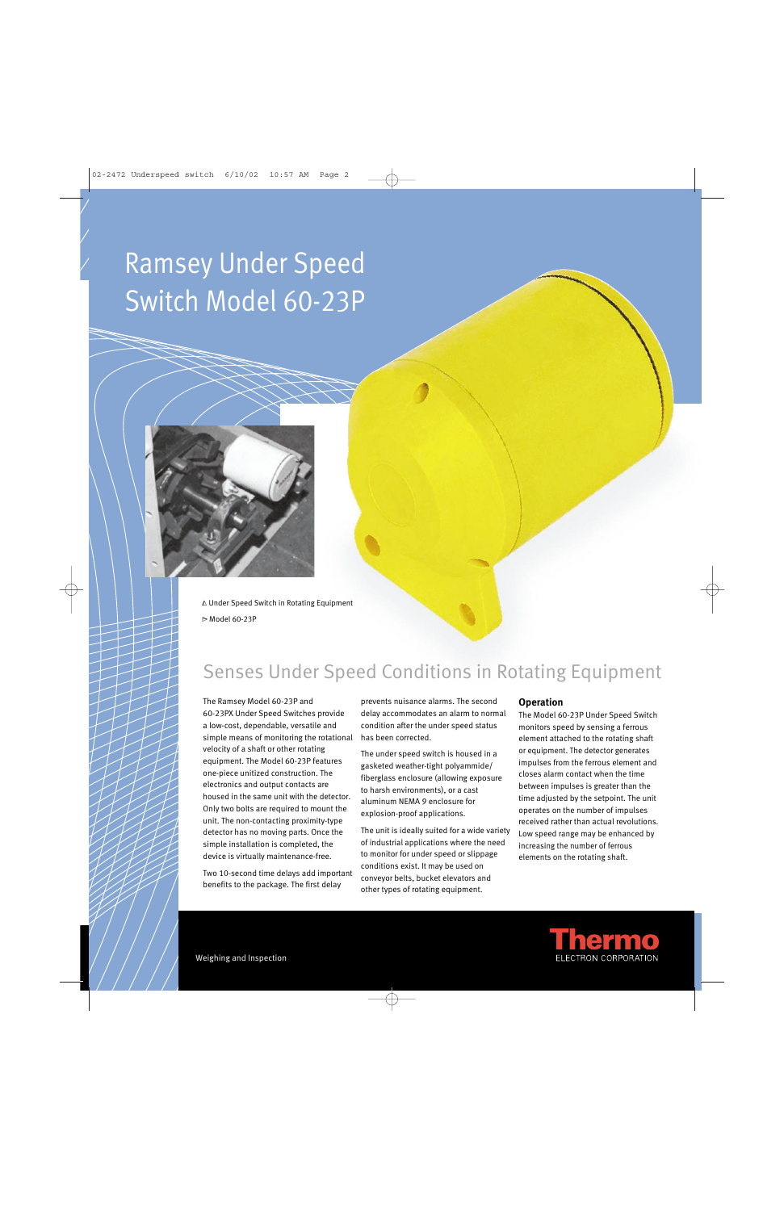# Ramsey Under Speed Switch Model 60-23P

△ Under Speed Switch in Rotating Equipment

▷ Model 60-23P

## Senses Under Speed Conditions in Rotating Equipment

The Ramsey Model 60-23P and 60-23PX Under Speed Switches provide a low-cost, dependable, versatile and simple means of monitoring the rotational velocity of a shaft or other rotating equipment. The Model 60-23P features one-piece unitized construction. The electronics and output contacts are housed in the same unit with the detector. Only two bolts are required to mount the unit. The non-contacting proximity-type detector has no moving parts. Once the simple installation is completed, the device is virtually maintenance-free.

Two 10-second time delays add important benefits to the package. The first delay prevents nuisance alarms. The second delay accommodates an alarm to normal condition after the under speed status has been corrected.

The under speed switch is housed in a gasketed weather-tight polyammide/fiberglass enclosure (allowing exposure to harsh environments), or a cast aluminum NEMA 9 enclosure for explosion-proof applications.

The unit is ideally suited for a wide variety of industrial applications where the need to monitor for under speed or slippage conditions exist. It may be used on conveyor belts, bucket elevators and other types of rotating equipment.

### Operation

The Model 60-23P Under Speed Switch monitors speed by sensing a ferrous element attached to the rotating shaft or equipment. The detector generates impulses from the ferrous element and closes alarm contact when the time between impulses is greater than the time adjusted by the setpoint. The unit operates on the number of impulses received rather than actual revolutions. Low speed range may be enhanced by increasing the number of ferrous elements on the rotating shaft.

Weighing and Inspection

Thermo ELECTRON CORPORATION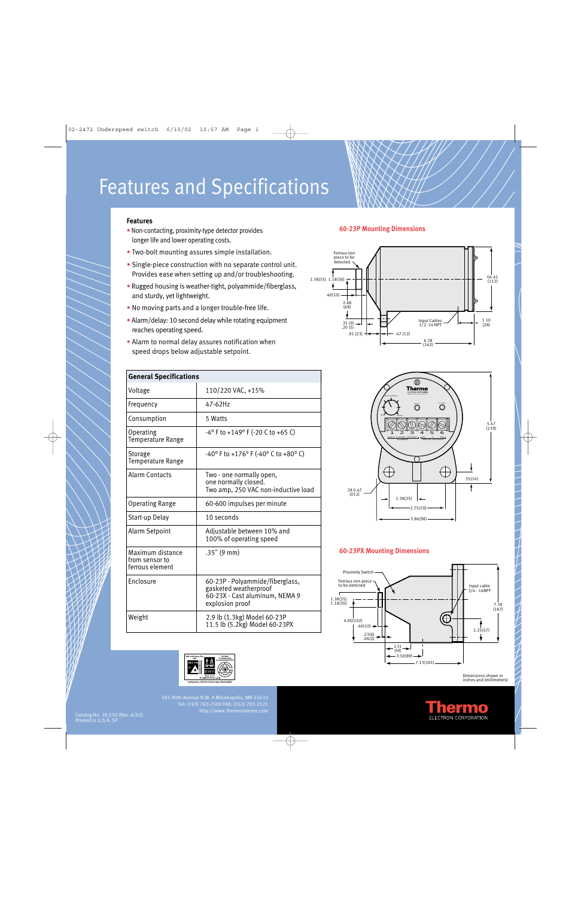# Features and Specifications

**Features**

- Non-contacting, proximity-type detector provides longer life and lower operating costs.
- Two-bolt mounting assures simple installation.
- Single-piece construction with no separate control unit. Provides ease when setting up and/or troubleshooting.
- Rugged housing is weather-tight, polyammide/fiberglass, and sturdy, yet lightweight.
- No moving parts and a longer trouble-free life.
- Alarm/delay: 10 second delay while rotating equipment reaches operating speed.
- Alarm to normal delay assures notification when speed drops below adjustable setpoint.

| General Specifications | |
|---|---|
| Voltage | 110/220 VAC, +15% |
| Frequency | 47-62Hz |
| Consumption | 5 Watts |
| Operating Temperature Range | -4° F to +149° F (-20 C to +65 C) |
| Storage Temperature Range | -40° F to +176° F (-40° C to +80° C) |
| Alarm Contacts | Two - one normally open, one normally closed. Two amp, 250 VAC non-inductive load |
| Operating Range | 60-600 impulses per minute |
| Start-up Delay | 10 seconds |
| Alarm Setpoint | Adjustable between 10% and 100% of operating speed |
| Maximum distance from sensor to ferrous element | .35" (9 mm) |
| Enclosure | 60-23P - Polyammide/fiberglass, gasketed weatherproof 60-23X - Cast aluminum, NEMA 9 explosion proof |
| Weight | 2.9 lb (1.3kg) Model 60-23P 11.5 lb (5.2kg) Model 60-23PX |

## 60-23P Mounting Dimensions

Ferrous iron piece to be detected
1.38(35) 1.18(30)
.40(10)
2.68 (68)
.35 (9) .20 (5)
.91 (23)
.47 (12)
Input Cables 1/2 -14 NPT
6.38 (162)
Ø4.41 (112)
1.10 (28)

5.47 (139)
.55(14)
2X 0.47 (012)
1.38(35)
2.75(70)
3.86(98)

## 60-23PX Mounting Dimensions

Proximity Switch
Ferrous iron piece to be detected
1.38(35) 1.18(30)
4.00(102)
.40(10)
.23(6) .06(2)
2.31 (59)
3.50(89)
7.13(181)
Input cable 3/4 - 14NPT
7.38 (187)
2.25(57)

Dimensions shown in inches and (millimeters)

501 90th Avenue N.W. • Minneapolis, MN 55433
Tel: (763) 783-2500 FAX: (763) 783-2525
http://www.thermoramsey.com

Catalog No. 20.550 (Rev. 6/02)
Printed in U.S.A. SP

Thermo ELECTRON CORPORATION